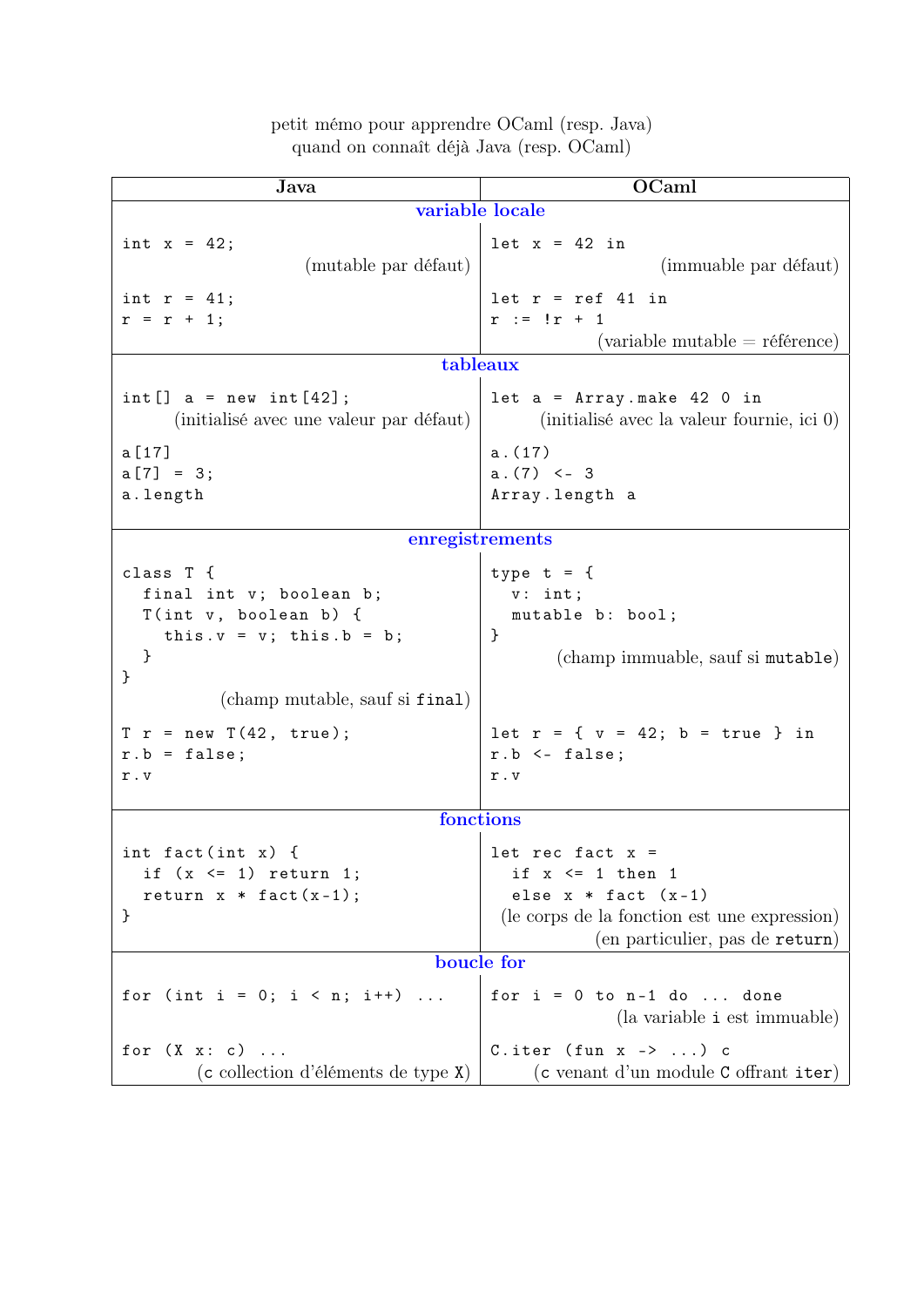petit mémo pour apprendre OCaml (resp. Java)
quand on connaît déjà Java (resp. OCaml)

| Java | OCaml |
|---|---|
| **variable locale** | |
| `int x = 42;` (mutable par défaut) | `let x = 42 in` (immuable par défaut) |
| `int r = 41;`<br>`r = r + 1;` | `let r = ref 41 in`<br>`r := !r + 1`<br>(variable mutable = référence) |
| **tableaux** | |
| `int[] a = new int[42];`<br>(initialisé avec une valeur par défaut) | `let a = Array.make 42 0 in`<br>(initialisé avec la valeur fournie, ici 0) |
| `a[17]`<br>`a[7] = 3;`<br>`a.length` | `a.(17)`<br>`a.(7) <- 3`<br>`Array.length a` |
| **enregistrements** | |
| `class T {`<br>`  final int v; boolean b;`<br>`  T(int v, boolean b) {`<br>`    this.v = v; this.b = b;`<br>`  }`<br>`}`<br>(champ mutable, sauf si `final`) | `type t = {`<br>`  v: int;`<br>`  mutable b: bool;`<br>`}`<br>(champ immuable, sauf si `mutable`) |
| `T r = new T(42, true);`<br>`r.b = false;`<br>`r.v` | `let r = { v = 42; b = true } in`<br>`r.b <- false;`<br>`r.v` |
| **fonctions** | |
| `int fact(int x) {`<br>`  if (x <= 1) return 1;`<br>`  return x * fact(x-1);`<br>`}` | `let rec fact x =`<br>`  if x <= 1 then 1`<br>`  else x * fact (x-1)`<br>(le corps de la fonction est une expression)<br>(en particulier, pas de `return`) |
| **boucle for** | |
| `for (int i = 0; i < n; i++) ...` | `for i = 0 to n-1 do ... done`<br>(la variable `i` est immuable) |
| `for (X x: c) ...`<br>(`c` collection d'éléments de type `X`) | `C.iter (fun x -> ...) c`<br>(`c` venant d'un module `C` offrant `iter`) |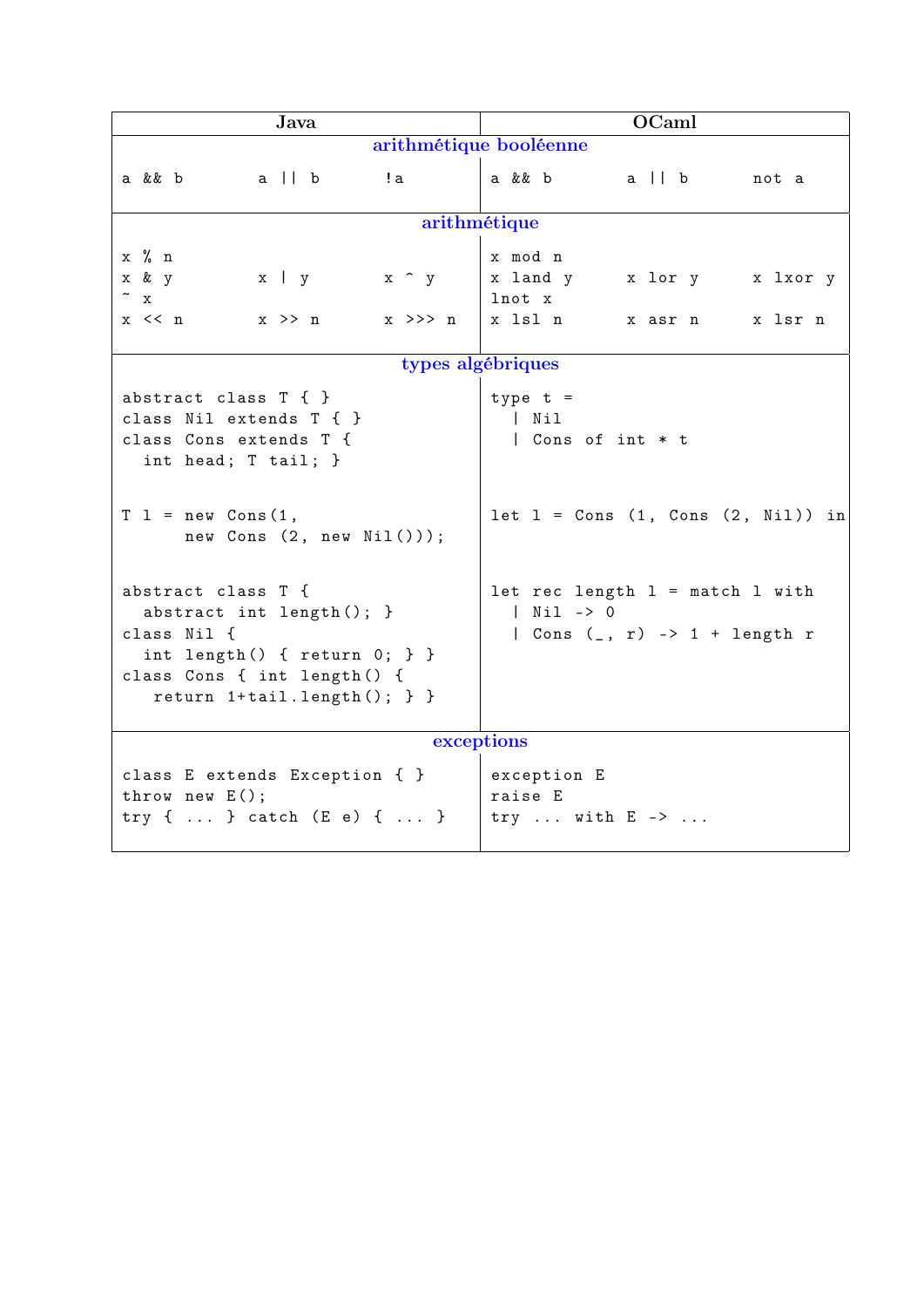| Java | OCaml |
|---|---|
| **arithmétique booléenne** | |
| `a && b`  `a || b`  `!a` | `a && b`  `a || b`  `not a` |
| **arithmétique** | |
| `x % n`<br>`x & y`  `x | y`  `x ^ y`<br>`~ x`<br>`x << n`  `x >> n`  `x >>> n` | `x mod n`<br>`x land y`  `x lor y`  `x lxor y`<br>`lnot x`<br>`x lsl n`  `x asr n`  `x lsr n` |
| **types algébriques** | |
| `abstract class T { }`<br>`class Nil extends T { }`<br>`class Cons extends T {`<br>`  int head; T tail; }` | `type t =`<br>`  | Nil`<br>`  | Cons of int * t` |
| `T l = new Cons(1,`<br>`      new Cons (2, new Nil()));` | `let l = Cons (1, Cons (2, Nil)) in` |
| `abstract class T {`<br>`  abstract int length(); }`<br>`class Nil {`<br>`  int length() { return 0; } }`<br>`class Cons { int length() {`<br>`   return 1+tail.length(); } }` | `let rec length l = match l with`<br>`  | Nil -> 0`<br>`  | Cons (_, r) -> 1 + length r` |
| **exceptions** | |
| `class E extends Exception { }`<br>`throw new E();`<br>`try { ... } catch (E e) { ... }` | `exception E`<br>`raise E`<br>`try ... with E -> ...` |